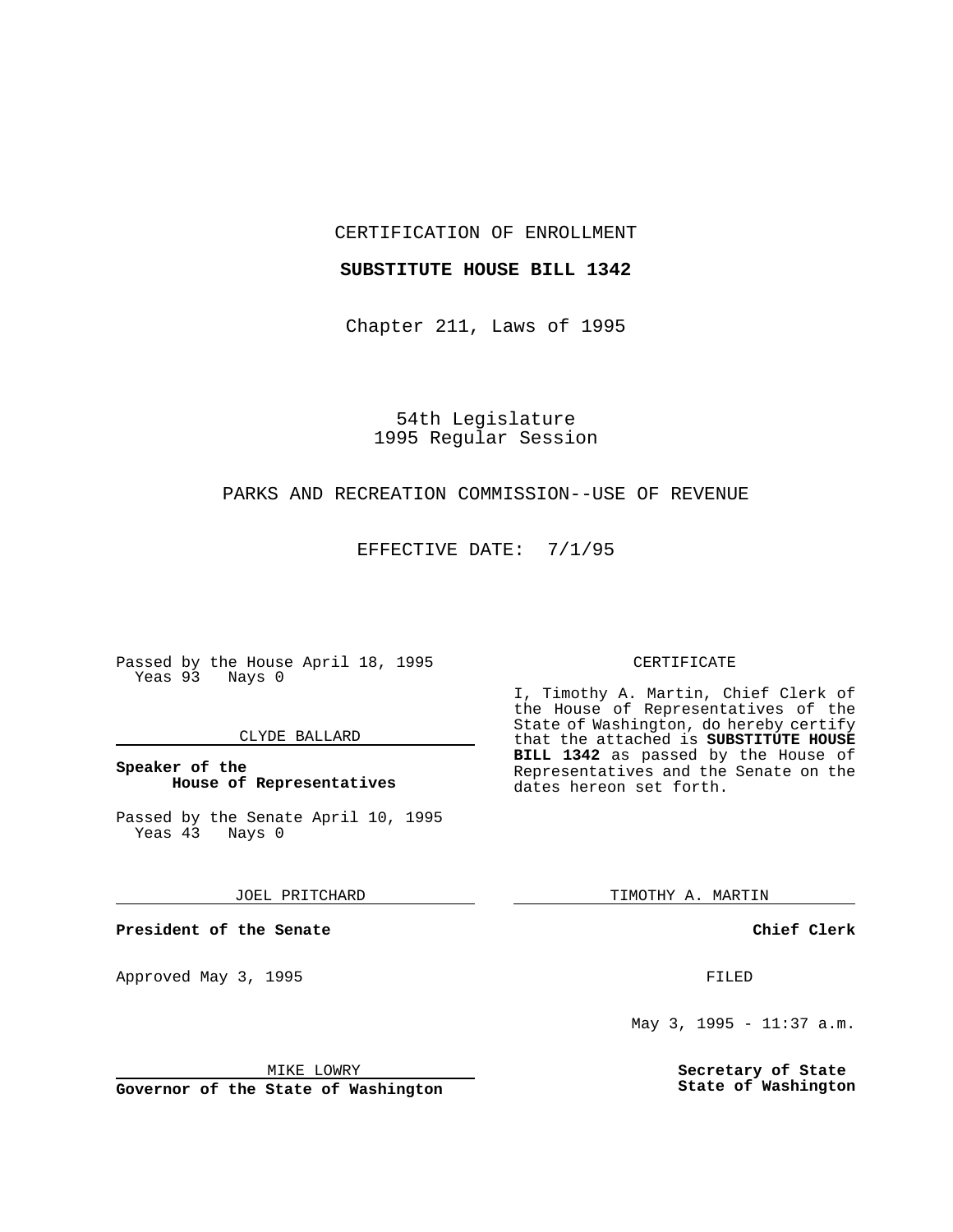CERTIFICATION OF ENROLLMENT

**SUBSTITUTE HOUSE BILL 1342**

Chapter 211, Laws of 1995

54th Legislature
1995 Regular Session

PARKS AND RECREATION COMMISSION--USE OF REVENUE

EFFECTIVE DATE: 7/1/95

Passed by the House April 18, 1995
Yeas 93 Nays 0

CLYDE BALLARD

**Speaker of the House of Representatives**

Passed by the Senate April 10, 1995
Yeas 43 Nays 0

JOEL PRITCHARD

**President of the Senate**

Approved May 3, 1995

MIKE LOWRY

**Governor of the State of Washington**

CERTIFICATE

I, Timothy A. Martin, Chief Clerk of the House of Representatives of the State of Washington, do hereby certify that the attached is **SUBSTITUTE HOUSE BILL 1342** as passed by the House of Representatives and the Senate on the dates hereon set forth.

TIMOTHY A. MARTIN

**Chief Clerk**

FILED

May 3, 1995 - 11:37 a.m.

**Secretary of State**
**State of Washington**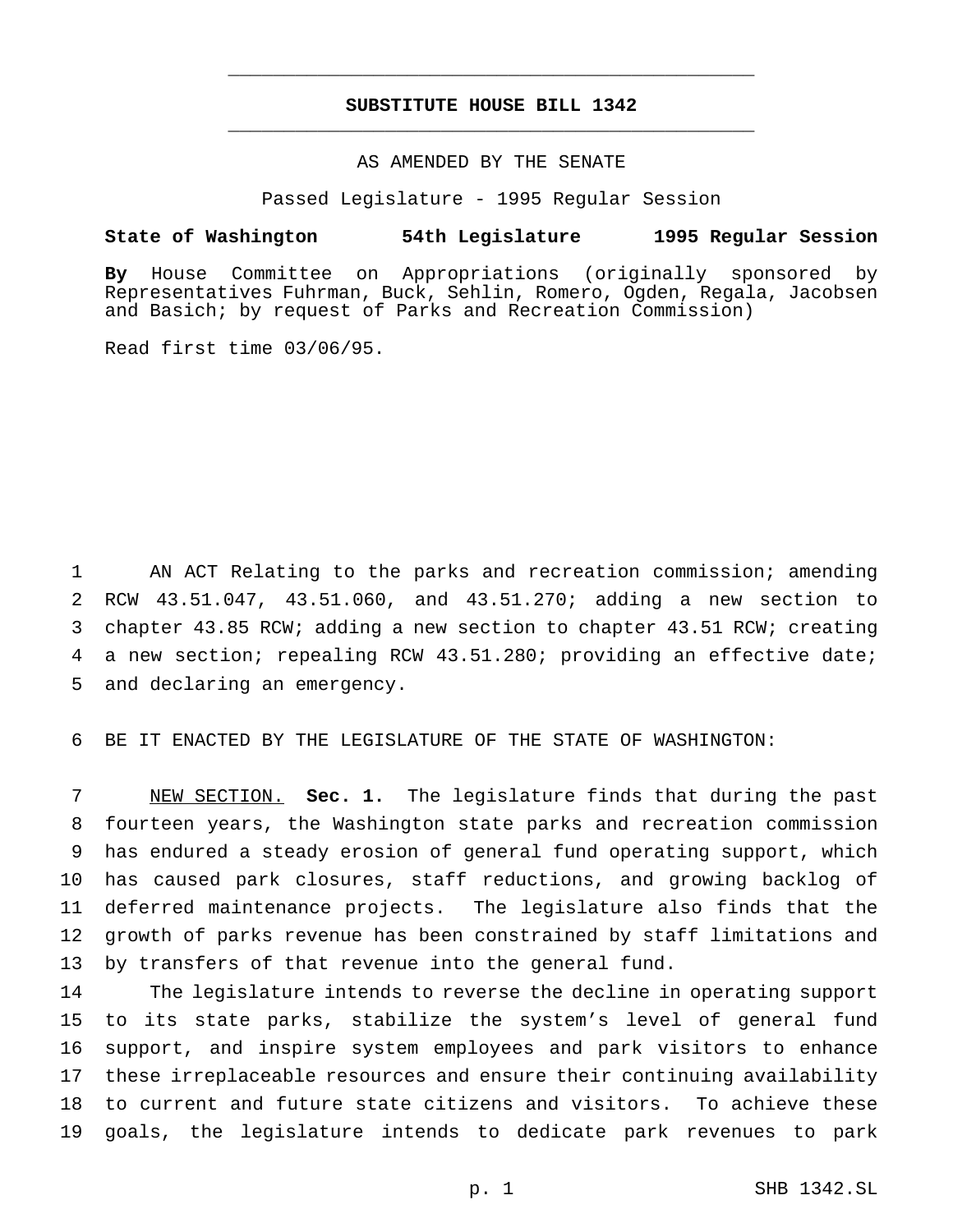# SUBSTITUTE HOUSE BILL 1342

AS AMENDED BY THE SENATE

Passed Legislature - 1995 Regular Session

**State of Washington 54th Legislature 1995 Regular Session**

**By** House Committee on Appropriations (originally sponsored by Representatives Fuhrman, Buck, Sehlin, Romero, Ogden, Regala, Jacobsen and Basich; by request of Parks and Recreation Commission)

Read first time 03/06/95.

AN ACT Relating to the parks and recreation commission; amending RCW 43.51.047, 43.51.060, and 43.51.270; adding a new section to chapter 43.85 RCW; adding a new section to chapter 43.51 RCW; creating a new section; repealing RCW 43.51.280; providing an effective date; and declaring an emergency.

BE IT ENACTED BY THE LEGISLATURE OF THE STATE OF WASHINGTON:

NEW SECTION. **Sec. 1.** The legislature finds that during the past fourteen years, the Washington state parks and recreation commission has endured a steady erosion of general fund operating support, which has caused park closures, staff reductions, and growing backlog of deferred maintenance projects. The legislature also finds that the growth of parks revenue has been constrained by staff limitations and by transfers of that revenue into the general fund.

The legislature intends to reverse the decline in operating support to its state parks, stabilize the system's level of general fund support, and inspire system employees and park visitors to enhance these irreplaceable resources and ensure their continuing availability to current and future state citizens and visitors. To achieve these goals, the legislature intends to dedicate park revenues to park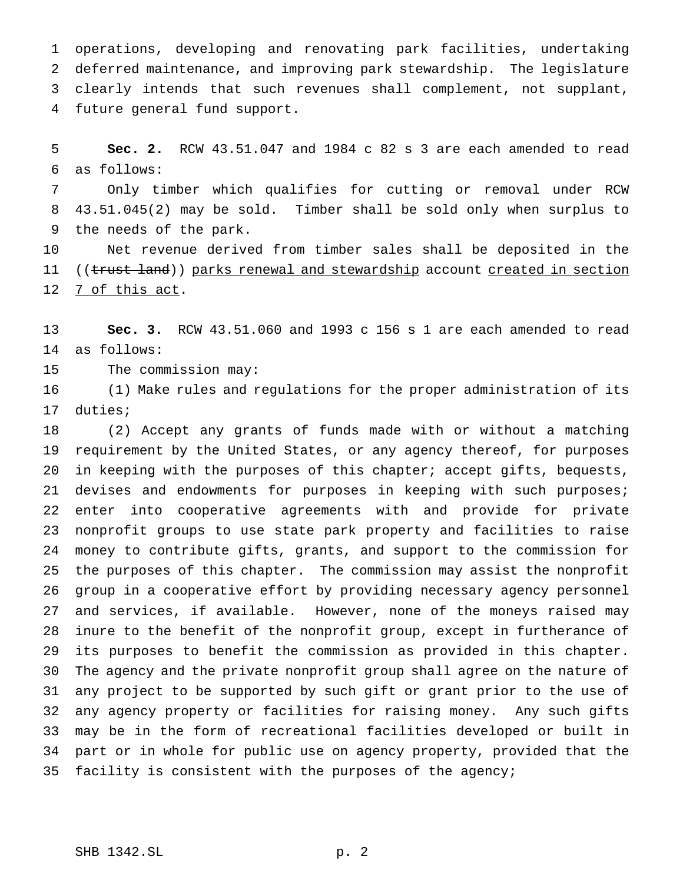operations, developing and renovating park facilities, undertaking deferred maintenance, and improving park stewardship. The legislature clearly intends that such revenues shall complement, not supplant, future general fund support.

**Sec. 2.** RCW 43.51.047 and 1984 c 82 s 3 are each amended to read as follows:

Only timber which qualifies for cutting or removal under RCW 43.51.045(2) may be sold. Timber shall be sold only when surplus to the needs of the park.

Net revenue derived from timber sales shall be deposited in the ((~~trust land~~)) parks renewal and stewardship account created in section 7 of this act.

**Sec. 3.** RCW 43.51.060 and 1993 c 156 s 1 are each amended to read as follows:

The commission may:

(1) Make rules and regulations for the proper administration of its duties;

(2) Accept any grants of funds made with or without a matching requirement by the United States, or any agency thereof, for purposes in keeping with the purposes of this chapter; accept gifts, bequests, devises and endowments for purposes in keeping with such purposes; enter into cooperative agreements with and provide for private nonprofit groups to use state park property and facilities to raise money to contribute gifts, grants, and support to the commission for the purposes of this chapter. The commission may assist the nonprofit group in a cooperative effort by providing necessary agency personnel and services, if available. However, none of the moneys raised may inure to the benefit of the nonprofit group, except in furtherance of its purposes to benefit the commission as provided in this chapter. The agency and the private nonprofit group shall agree on the nature of any project to be supported by such gift or grant prior to the use of any agency property or facilities for raising money. Any such gifts may be in the form of recreational facilities developed or built in part or in whole for public use on agency property, provided that the facility is consistent with the purposes of the agency;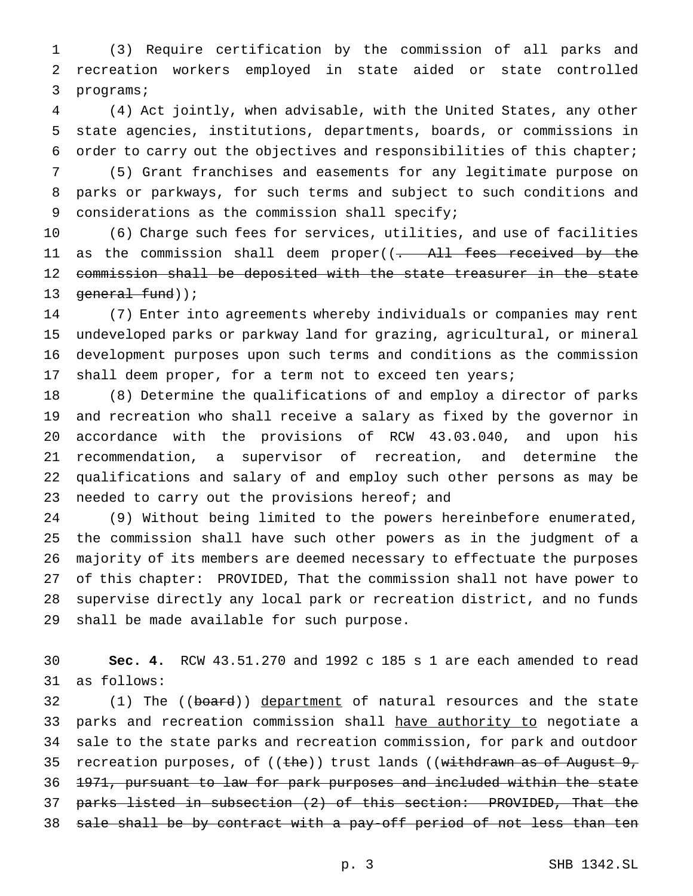(3) Require certification by the commission of all parks and recreation workers employed in state aided or state controlled programs;

(4) Act jointly, when advisable, with the United States, any other state agencies, institutions, departments, boards, or commissions in order to carry out the objectives and responsibilities of this chapter;

(5) Grant franchises and easements for any legitimate purpose on parks or parkways, for such terms and subject to such conditions and considerations as the commission shall specify;

(6) Charge such fees for services, utilities, and use of facilities as the commission shall deem proper((~~. All fees received by the commission shall be deposited with the state treasurer in the state general fund~~));

(7) Enter into agreements whereby individuals or companies may rent undeveloped parks or parkway land for grazing, agricultural, or mineral development purposes upon such terms and conditions as the commission shall deem proper, for a term not to exceed ten years;

(8) Determine the qualifications of and employ a director of parks and recreation who shall receive a salary as fixed by the governor in accordance with the provisions of RCW 43.03.040, and upon his recommendation, a supervisor of recreation, and determine the qualifications and salary of and employ such other persons as may be needed to carry out the provisions hereof; and

(9) Without being limited to the powers hereinbefore enumerated, the commission shall have such other powers as in the judgment of a majority of its members are deemed necessary to effectuate the purposes of this chapter: PROVIDED, That the commission shall not have power to supervise directly any local park or recreation district, and no funds shall be made available for such purpose.

**Sec. 4.** RCW 43.51.270 and 1992 c 185 s 1 are each amended to read as follows:

(1) The ((~~board~~)) <u>department</u> of natural resources and the state parks and recreation commission shall <u>have authority to</u> negotiate a sale to the state parks and recreation commission, for park and outdoor recreation purposes, of ((~~the~~)) trust lands ((~~withdrawn as of August 9, 1971, pursuant to law for park purposes and included within the state parks listed in subsection (2) of this section: PROVIDED, That the sale shall be by contract with a pay-off period of not less than ten~~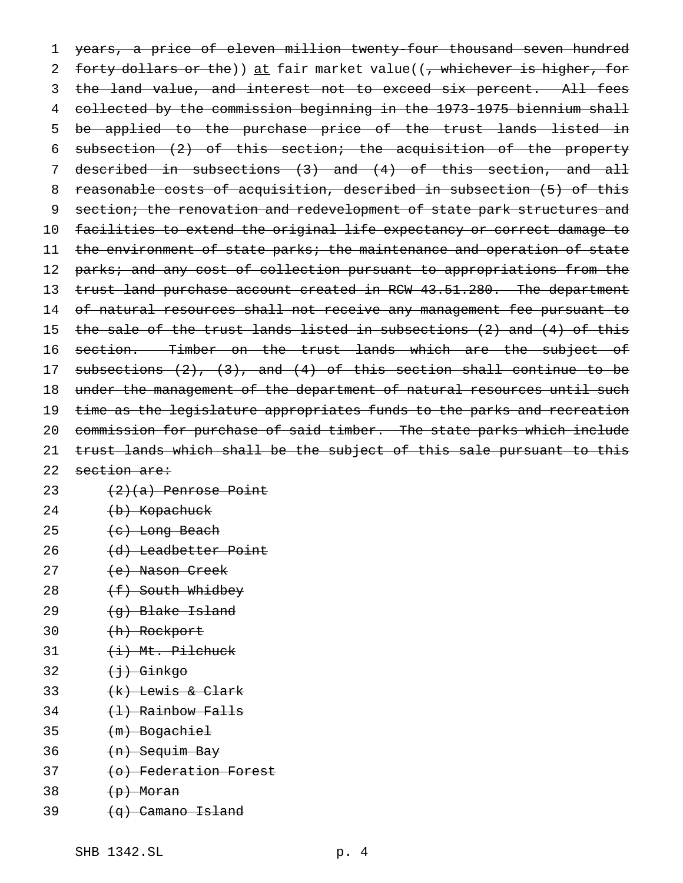~~years, a price of eleven million twenty-four thousand seven hundred forty dollars or the~~)) <u>at</u> fair market value((~~, whichever is higher, for the land value, and interest not to exceed six percent. All fees collected by the commission beginning in the 1973-1975 biennium shall be applied to the purchase price of the trust lands listed in subsection (2) of this section; the acquisition of the property described in subsections (3) and (4) of this section, and all reasonable costs of acquisition, described in subsection (5) of this section; the renovation and redevelopment of state park structures and facilities to extend the original life expectancy or correct damage to the environment of state parks; the maintenance and operation of state parks; and any cost of collection pursuant to appropriations from the trust land purchase account created in RCW 43.51.280. The department of natural resources shall not receive any management fee pursuant to the sale of the trust lands listed in subsections (2) and (4) of this section. Timber on the trust lands which are the subject of subsections (2), (3), and (4) of this section shall continue to be under the management of the department of natural resources until such time as the legislature appropriates funds to the parks and recreation commission for purchase of said timber. The state parks which include trust lands which shall be the subject of this sale pursuant to this section are:~~

~~(2)(a) Penrose Point~~

~~(b) Kopachuck~~

~~(c) Long Beach~~

~~(d) Leadbetter Point~~

~~(e) Nason Creek~~

~~(f) South Whidbey~~

~~(g) Blake Island~~

~~(h) Rockport~~

~~(i) Mt. Pilchuck~~

~~(j) Ginkgo~~

~~(k) Lewis & Clark~~

~~(l) Rainbow Falls~~

~~(m) Bogachiel~~

~~(n) Sequim Bay~~

~~(o) Federation Forest~~

~~(p) Moran~~

~~(q) Camano Island~~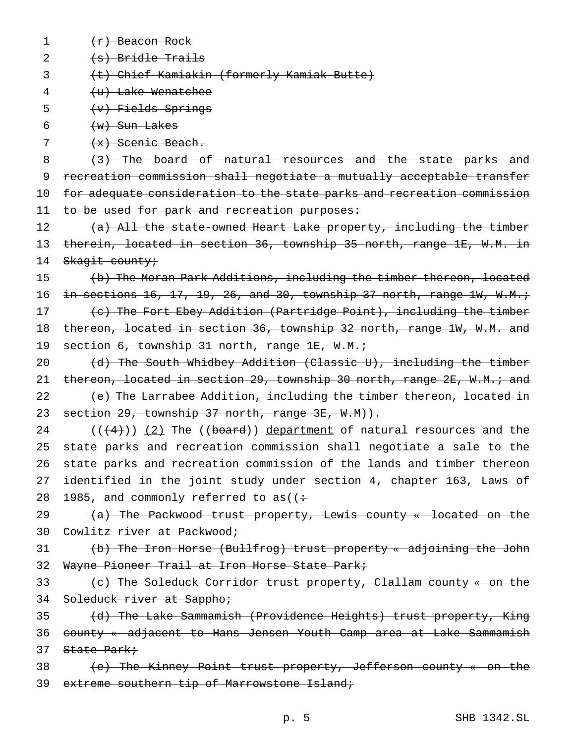~~(r) Beacon Rock~~

~~(s) Bridle Trails~~

~~(t) Chief Kamiakin (formerly Kamiak Butte)~~

~~(u) Lake Wenatchee~~

~~(v) Fields Springs~~

~~(w) Sun Lakes~~

~~(x) Scenic Beach.~~

~~(3) The board of natural resources and the state parks and recreation commission shall negotiate a mutually acceptable transfer for adequate consideration to the state parks and recreation commission to be used for park and recreation purposes:~~

~~(a) All the state-owned Heart Lake property, including the timber therein, located in section 36, township 35 north, range 1E, W.M. in Skagit county;~~

~~(b) The Moran Park Additions, including the timber thereon, located in sections 16, 17, 19, 26, and 30, township 37 north, range 1W, W.M.;~~

~~(c) The Fort Ebey Addition (Partridge Point), including the timber thereon, located in section 36, township 32 north, range 1W, W.M. and section 6, township 31 north, range 1E, W.M.;~~

~~(d) The South Whidbey Addition (Classic U), including the timber thereon, located in section 29, township 30 north, range 2E, W.M.; and~~

~~(e) The Larrabee Addition, including the timber thereon, located in section 29, township 37 north, range 3E, W.M~~)).

((~~(4)~~)) <u>(2)</u> The ((~~board~~)) <u>department</u> of natural resources and the state parks and recreation commission shall negotiate a sale to the state parks and recreation commission of the lands and timber thereon identified in the joint study under section 4, chapter 163, Laws of 1985, and commonly referred to as((~~:~~

~~(a) The Packwood trust property, Lewis county « located on the Cowlitz river at Packwood;~~

~~(b) The Iron Horse (Bullfrog) trust property « adjoining the John Wayne Pioneer Trail at Iron Horse State Park;~~

~~(c) The Soleduck Corridor trust property, Clallam county « on the Soleduck river at Sappho;~~

~~(d) The Lake Sammamish (Providence Heights) trust property, King county « adjacent to Hans Jensen Youth Camp area at Lake Sammamish State Park;~~

~~(e) The Kinney Point trust property, Jefferson county « on the extreme southern tip of Marrowstone Island;~~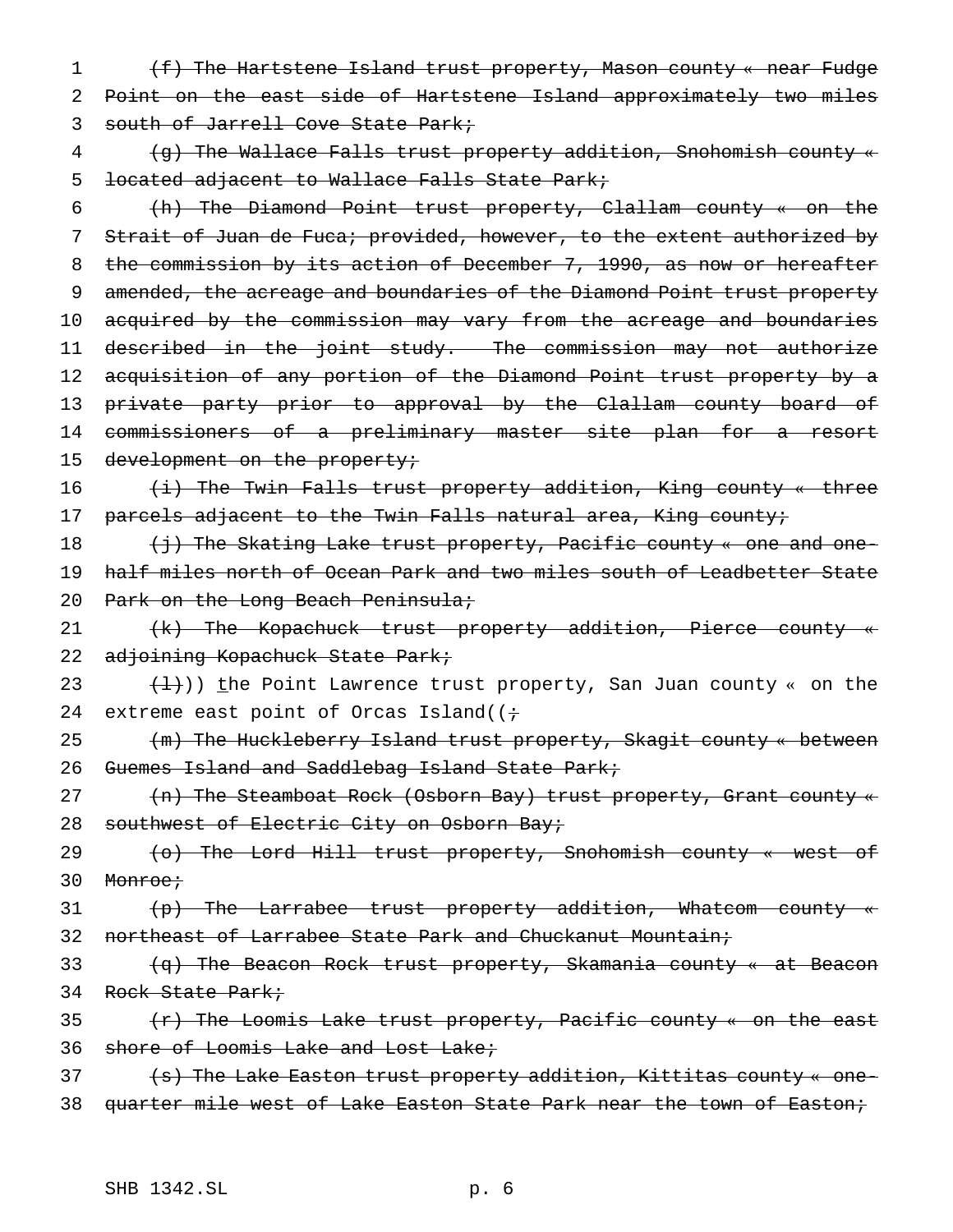(f) The Hartstene Island trust property, Mason county « near Fudge Point on the east side of Hartstene Island approximately two miles south of Jarrell Cove State Park;

(g) The Wallace Falls trust property addition, Snohomish county « located adjacent to Wallace Falls State Park;

(h) The Diamond Point trust property, Clallam county « on the Strait of Juan de Fuca; provided, however, to the extent authorized by the commission by its action of December 7, 1990, as now or hereafter amended, the acreage and boundaries of the Diamond Point trust property acquired by the commission may vary from the acreage and boundaries described in the joint study. The commission may not authorize acquisition of any portion of the Diamond Point trust property by a private party prior to approval by the Clallam county board of commissioners of a preliminary master site plan for a resort development on the property;

(i) The Twin Falls trust property addition, King county « three parcels adjacent to the Twin Falls natural area, King county;

(j) The Skating Lake trust property, Pacific county « one and one-half miles north of Ocean Park and two miles south of Leadbetter State Park on the Long Beach Peninsula;

(k) The Kopachuck trust property addition, Pierce county « adjoining Kopachuck State Park;

(l))) the Point Lawrence trust property, San Juan county « on the extreme east point of Orcas Island((;

(m) The Huckleberry Island trust property, Skagit county « between Guemes Island and Saddlebag Island State Park;

(n) The Steamboat Rock (Osborn Bay) trust property, Grant county « southwest of Electric City on Osborn Bay;

(o) The Lord Hill trust property, Snohomish county « west of Monroe;

(p) The Larrabee trust property addition, Whatcom county « northeast of Larrabee State Park and Chuckanut Mountain;

(q) The Beacon Rock trust property, Skamania county « at Beacon Rock State Park;

(r) The Loomis Lake trust property, Pacific county « on the east shore of Loomis Lake and Lost Lake;

(s) The Lake Easton trust property addition, Kittitas county « one-quarter mile west of Lake Easton State Park near the town of Easton;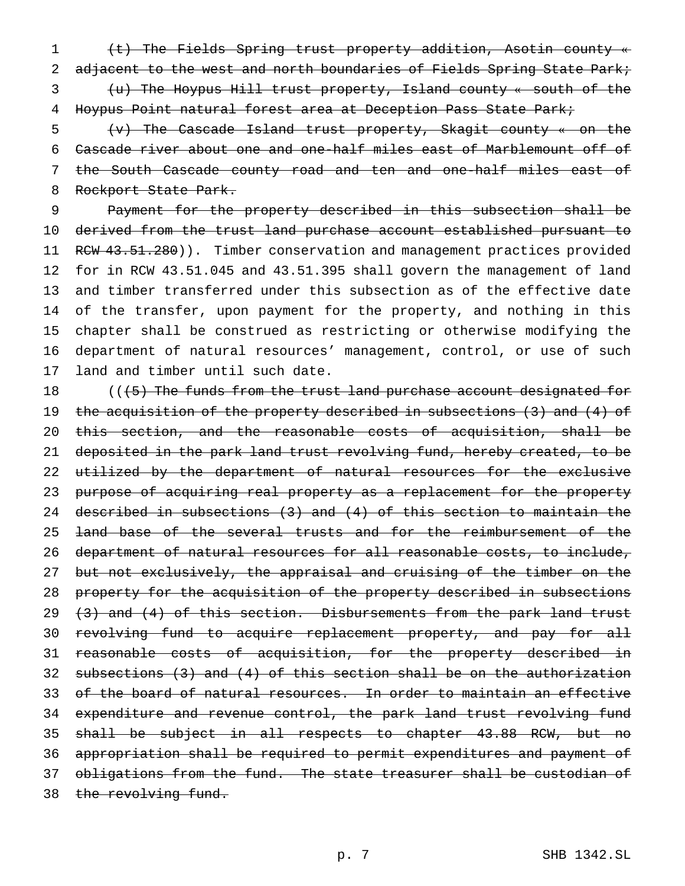(t) The Fields Spring trust property addition, Asotin county « adjacent to the west and north boundaries of Fields Spring State Park;

(u) The Hoypus Hill trust property, Island county « south of the Hoypus Point natural forest area at Deception Pass State Park;

(v) The Cascade Island trust property, Skagit county « on the Cascade river about one and one-half miles east of Marblemount off of the South Cascade county road and ten and one-half miles east of Rockport State Park.

Payment for the property described in this subsection shall be derived from the trust land purchase account established pursuant to RCW 43.51.280)). Timber conservation and management practices provided for in RCW 43.51.045 and 43.51.395 shall govern the management of land and timber transferred under this subsection as of the effective date of the transfer, upon payment for the property, and nothing in this chapter shall be construed as restricting or otherwise modifying the department of natural resources' management, control, or use of such land and timber until such date.

(((5) The funds from the trust land purchase account designated for the acquisition of the property described in subsections (3) and (4) of this section, and the reasonable costs of acquisition, shall be deposited in the park land trust revolving fund, hereby created, to be utilized by the department of natural resources for the exclusive purpose of acquiring real property as a replacement for the property described in subsections (3) and (4) of this section to maintain the land base of the several trusts and for the reimbursement of the department of natural resources for all reasonable costs, to include, but not exclusively, the appraisal and cruising of the timber on the property for the acquisition of the property described in subsections (3) and (4) of this section. Disbursements from the park land trust revolving fund to acquire replacement property, and pay for all reasonable costs of acquisition, for the property described in subsections (3) and (4) of this section shall be on the authorization of the board of natural resources. In order to maintain an effective expenditure and revenue control, the park land trust revolving fund shall be subject in all respects to chapter 43.88 RCW, but no appropriation shall be required to permit expenditures and payment of obligations from the fund. The state treasurer shall be custodian of the revolving fund.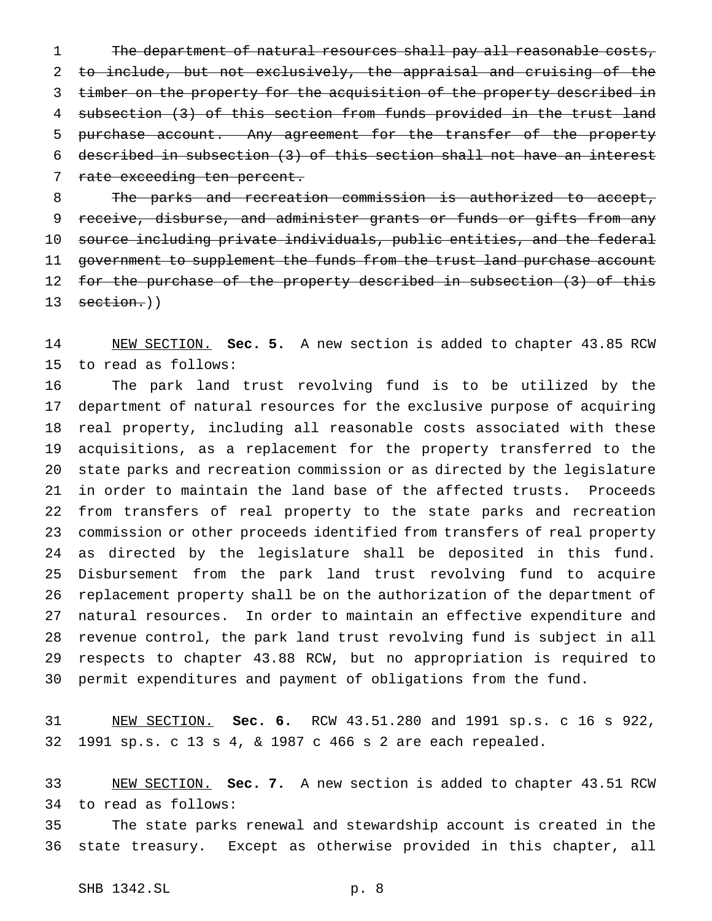~~The department of natural resources shall pay all reasonable costs, to include, but not exclusively, the appraisal and cruising of the timber on the property for the acquisition of the property described in subsection (3) of this section from funds provided in the trust land purchase account. Any agreement for the transfer of the property described in subsection (3) of this section shall not have an interest rate exceeding ten percent.~~

~~The parks and recreation commission is authorized to accept, receive, disburse, and administer grants or funds or gifts from any source including private individuals, public entities, and the federal government to supplement the funds from the trust land purchase account for the purchase of the property described in subsection (3) of this section.~~))

NEW SECTION. **Sec. 5.** A new section is added to chapter 43.85 RCW to read as follows:

The park land trust revolving fund is to be utilized by the department of natural resources for the exclusive purpose of acquiring real property, including all reasonable costs associated with these acquisitions, as a replacement for the property transferred to the state parks and recreation commission or as directed by the legislature in order to maintain the land base of the affected trusts. Proceeds from transfers of real property to the state parks and recreation commission or other proceeds identified from transfers of real property as directed by the legislature shall be deposited in this fund. Disbursement from the park land trust revolving fund to acquire replacement property shall be on the authorization of the department of natural resources. In order to maintain an effective expenditure and revenue control, the park land trust revolving fund is subject in all respects to chapter 43.88 RCW, but no appropriation is required to permit expenditures and payment of obligations from the fund.

NEW SECTION. **Sec. 6.** RCW 43.51.280 and 1991 sp.s. c 16 s 922, 1991 sp.s. c 13 s 4, & 1987 c 466 s 2 are each repealed.

NEW SECTION. **Sec. 7.** A new section is added to chapter 43.51 RCW to read as follows:

The state parks renewal and stewardship account is created in the state treasury. Except as otherwise provided in this chapter, all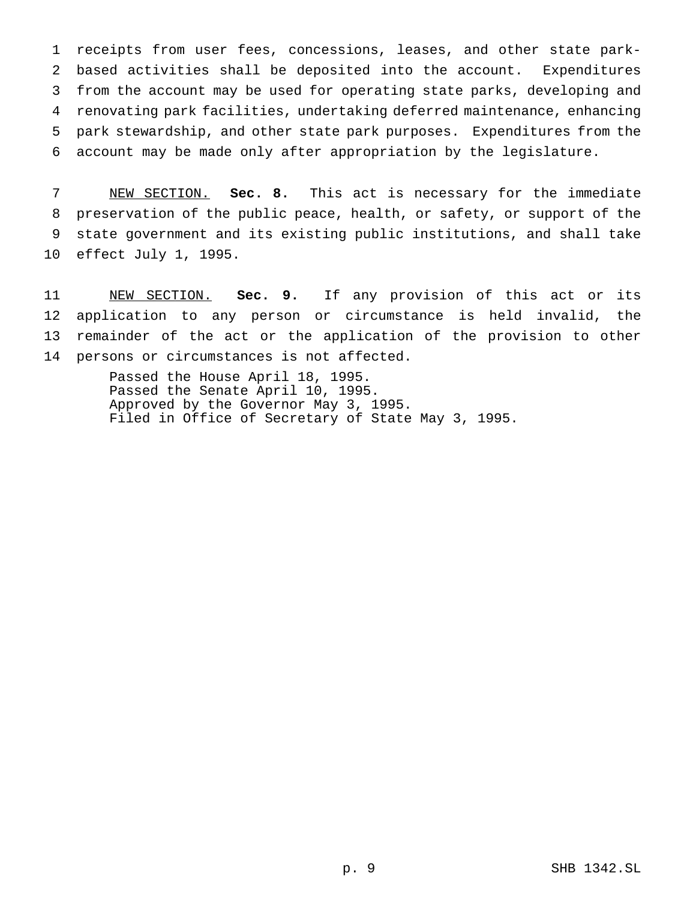receipts from user fees, concessions, leases, and other state park-based activities shall be deposited into the account. Expenditures from the account may be used for operating state parks, developing and renovating park facilities, undertaking deferred maintenance, enhancing park stewardship, and other state park purposes. Expenditures from the account may be made only after appropriation by the legislature.

NEW SECTION. **Sec. 8.** This act is necessary for the immediate preservation of the public peace, health, or safety, or support of the state government and its existing public institutions, and shall take effect July 1, 1995.

NEW SECTION. **Sec. 9.** If any provision of this act or its application to any person or circumstance is held invalid, the remainder of the act or the application of the provision to other persons or circumstances is not affected.

Passed the House April 18, 1995.
Passed the Senate April 10, 1995.
Approved by the Governor May 3, 1995.
Filed in Office of Secretary of State May 3, 1995.